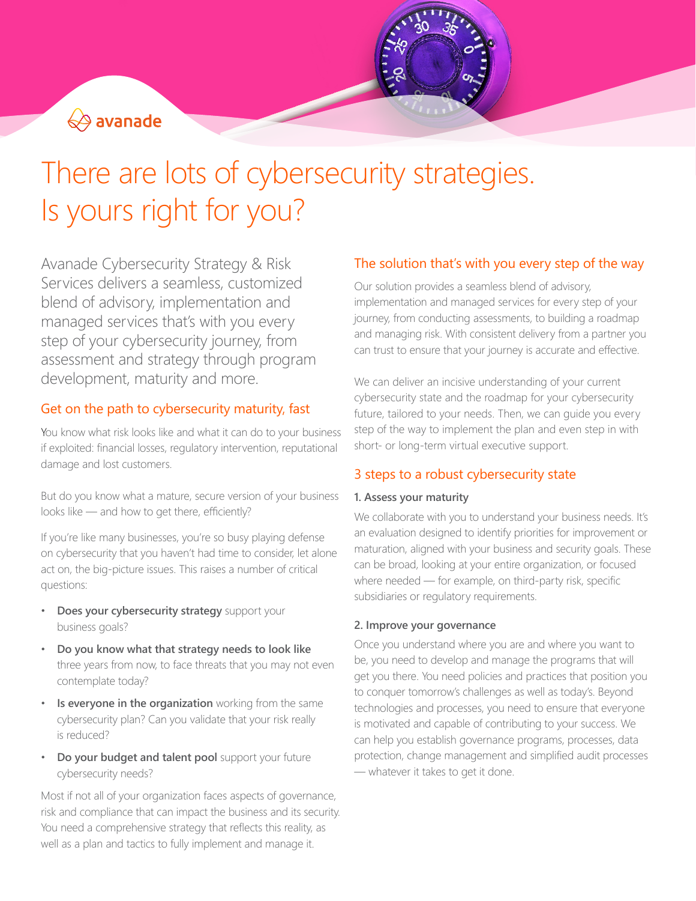# There are lots of cybersecurity strategies. Is yours right for you?

Avanade Cybersecurity Strategy & Risk Services delivers a seamless, customized blend of advisory, implementation and managed services that's with you every step of your cybersecurity journey, from assessment and strategy through program development, maturity and more.

## Get on the path to cybersecurity maturity, fast

You know what risk looks like and what it can do to your business if exploited: financial losses, regulatory intervention, reputational damage and lost customers.

But do you know what a mature, secure version of your business looks like — and how to get there, efficiently?

If you're like many businesses, you're so busy playing defense on cybersecurity that you haven't had time to consider, let alone act on, the big-picture issues. This raises a number of critical questions:

- **Does your cybersecurity strategy** support your business goals?
- **Do you know what that strategy needs to look like** three years from now, to face threats that you may not even contemplate today?
- **Is everyone in the organization** working from the same cybersecurity plan? Can you validate that your risk really is reduced?
- **Do your budget and talent pool** support your future cybersecurity needs?

Most if not all of your organization faces aspects of governance, risk and compliance that can impact the business and its security. You need a comprehensive strategy that reflects this reality, as well as a plan and tactics to fully implement and manage it.

## The solution that's with you every step of the way

Our solution provides a seamless blend of advisory, implementation and managed services for every step of your journey, from conducting assessments, to building a roadmap and managing risk. With consistent delivery from a partner you can trust to ensure that your journey is accurate and effective.

We can deliver an incisive understanding of your current cybersecurity state and the roadmap for your cybersecurity future, tailored to your needs. Then, we can guide you every step of the way to implement the plan and even step in with short- or long-term virtual executive support.

## 3 steps to a robust cybersecurity state

### 1. Assess your maturity

We collaborate with you to understand your business needs. It's an evaluation designed to identify priorities for improvement or maturation, aligned with your business and security goals. These can be broad, looking at your entire organization, or focused where needed — for example, on third-party risk, specific subsidiaries or regulatory requirements.

### 2. Improve your governance

Once you understand where you are and where you want to be, you need to develop and manage the programs that will get you there. You need policies and practices that position you to conquer tomorrow's challenges as well as today's. Beyond technologies and processes, you need to ensure that everyone is motivated and capable of contributing to your success. We can help you establish governance programs, processes, data protection, change management and simplified audit processes — whatever it takes to get it done.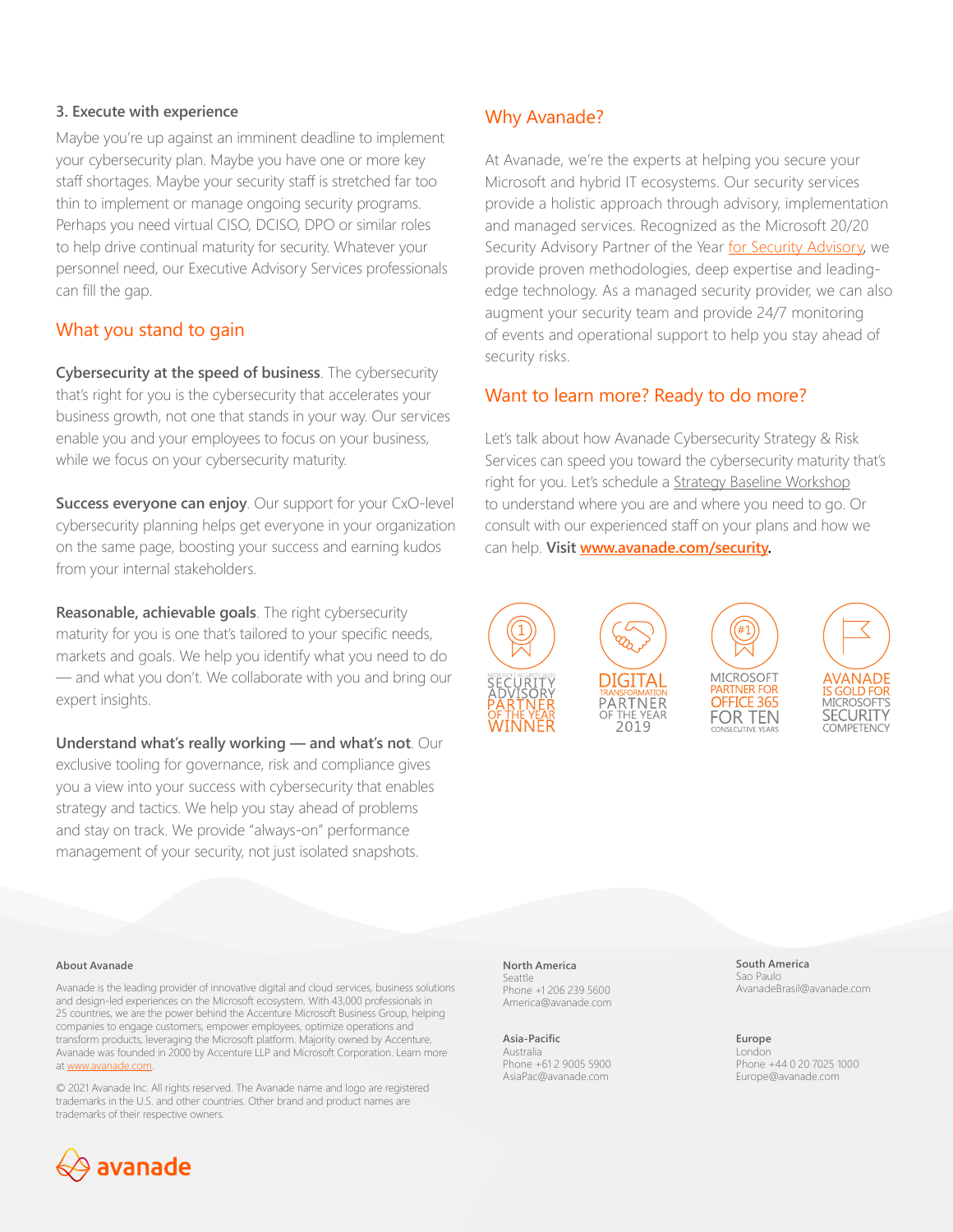### 3. Execute with experience

Maybe you're up against an imminent deadline to implement your cybersecurity plan. Maybe you have one or more key staff shortages. Maybe your security staff is stretched far too thin to implement or manage ongoing security programs. Perhaps you need virtual CISO, DCISO, DPO or similar roles to help drive continual maturity for security. Whatever your personnel need, our Executive Advisory Services professionals can fill the gap.

## What you stand to gain

**Cybersecurity at the speed of business**. The cybersecurity that's right for you is the cybersecurity that accelerates your business growth, not one that stands in your way. Our services enable you and your employees to focus on your business, while we focus on your cybersecurity maturity.

**Success everyone can enjoy**. Our support for your CxO-level cybersecurity planning helps get everyone in your organization on the same page, boosting your success and earning kudos from your internal stakeholders.

**Reasonable, achievable goals**. The right cybersecurity maturity for you is one that's tailored to your specific needs, markets and goals. We help you identify what you need to do — and what you don't. We collaborate with you and bring our expert insights.

**Understand what's really working — and what's not**. Our exclusive tooling for governance, risk and compliance gives you a view into your success with cybersecurity that enables strategy and tactics. We help you stay ahead of problems and stay on track. We provide "always-on" performance management of your security, not just isolated snapshots.

## Why Avanade?

At Avanade, we're the experts at helping you secure your Microsoft and hybrid IT ecosystems. Our security services provide a holistic approach through advisory, implementation and managed services. Recognized as the Microsoft 20/20 Security Advisory Partner of the Year for Security Advisory, we provide proven methodologies, deep expertise and leading-edge technology. As a managed security provider, we can also augment your security team and provide 24/7 monitoring of events and operational support to help you stay ahead of security risks.

## Want to learn more? Ready to do more?

Let's talk about how Avanade Cybersecurity Strategy & Risk Services can speed you toward the cybersecurity maturity that's right for you. Let's schedule a Strategy Baseline Workshop to understand where you are and where you need to go. Or consult with our experienced staff on your plans and how we can help. **Visit www.avanade.com/security.**

MICROSOFT SECURITY 2020 SECURITY ADVISORY PARTNER OF THE YEAR WINNER

DIGITAL TRANSFORMATION PARTNER OF THE YEAR 2019

MICROSOFT PARTNER FOR OFFICE 365 FOR TEN CONSECUTIVE YEARS

AVANADE IS GOLD FOR MICROSOFT'S SECURITY COMPETENCY

**About Avanade**

Avanade is the leading provider of innovative digital and cloud services, business solutions and design-led experiences on the Microsoft ecosystem. With 43,000 professionals in 25 countries, we are the power behind the Accenture Microsoft Business Group, helping companies to engage customers, empower employees, optimize operations and transform products, leveraging the Microsoft platform. Majority owned by Accenture, Avanade was founded in 2000 by Accenture LLP and Microsoft Corporation. Learn more at www.avanade.com.

© 2021 Avanade Inc. All rights reserved. The Avanade name and logo are registered trademarks in the U.S. and other countries. Other brand and product names are trademarks of their respective owners.

**North America**
Seattle
Phone +1 206 239 5600
America@avanade.com

**South America**
Sao Paulo
AvanadeBrasil@avanade.com

**Asia-Pacific**
Australia
Phone +61 2 9005 5900
AsiaPac@avanade.com

**Europe**
London
Phone +44 0 20 7025 1000
Europe@avanade.com

avanade